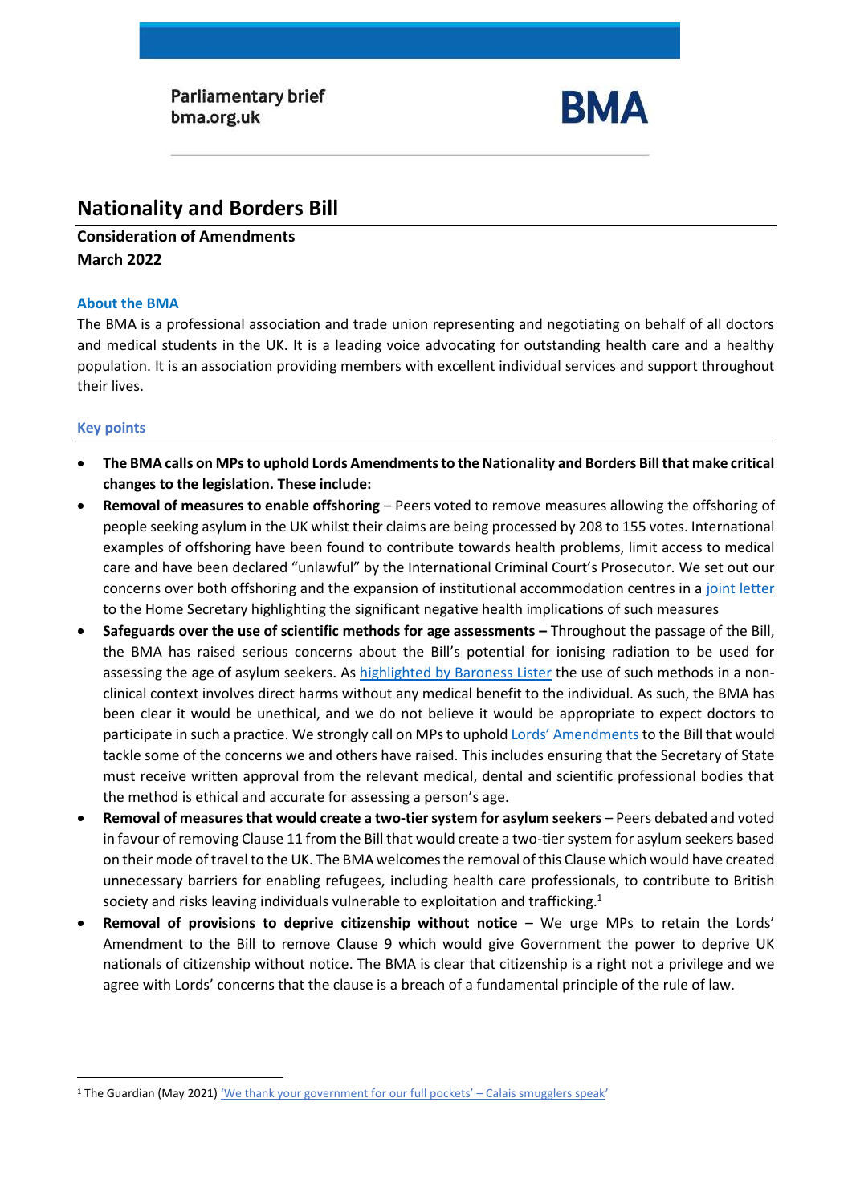Parliamentary brief
bma.org.uk

**BMA**

# Nationality and Borders Bill

**Consideration of Amendments**
**March 2022**

### About the BMA

The BMA is a professional association and trade union representing and negotiating on behalf of all doctors and medical students in the UK. It is a leading voice advocating for outstanding health care and a healthy population. It is an association providing members with excellent individual services and support throughout their lives.

### Key points

- **The BMA calls on MPs to uphold Lords Amendments to the Nationality and Borders Bill that make critical changes to the legislation. These include:**
- **Removal of measures to enable offshoring** – Peers voted to remove measures allowing the offshoring of people seeking asylum in the UK whilst their claims are being processed by 208 to 155 votes. International examples of offshoring have been found to contribute towards health problems, limit access to medical care and have been declared "unlawful" by the International Criminal Court's Prosecutor. We set out our concerns over both offshoring and the expansion of institutional accommodation centres in a joint letter to the Home Secretary highlighting the significant negative health implications of such measures
- **Safeguards over the use of scientific methods for age assessments –** Throughout the passage of the Bill, the BMA has raised serious concerns about the Bill's potential for ionising radiation to be used for assessing the age of asylum seekers. As highlighted by Baroness Lister the use of such methods in a non-clinical context involves direct harms without any medical benefit to the individual. As such, the BMA has been clear it would be unethical, and we do not believe it would be appropriate to expect doctors to participate in such a practice. We strongly call on MPs to uphold Lords' Amendments to the Bill that would tackle some of the concerns we and others have raised. This includes ensuring that the Secretary of State must receive written approval from the relevant medical, dental and scientific professional bodies that the method is ethical and accurate for assessing a person's age.
- **Removal of measures that would create a two-tier system for asylum seekers** – Peers debated and voted in favour of removing Clause 11 from the Bill that would create a two-tier system for asylum seekers based on their mode of travel to the UK. The BMA welcomes the removal of this Clause which would have created unnecessary barriers for enabling refugees, including health care professionals, to contribute to British society and risks leaving individuals vulnerable to exploitation and trafficking.[1]
- **Removal of provisions to deprive citizenship without notice** – We urge MPs to retain the Lords' Amendment to the Bill to remove Clause 9 which would give Government the power to deprive UK nationals of citizenship without notice. The BMA is clear that citizenship is a right not a privilege and we agree with Lords' concerns that the clause is a breach of a fundamental principle of the rule of law.

---

[1] The Guardian (May 2021) 'We thank your government for our full pockets' – Calais smugglers speak'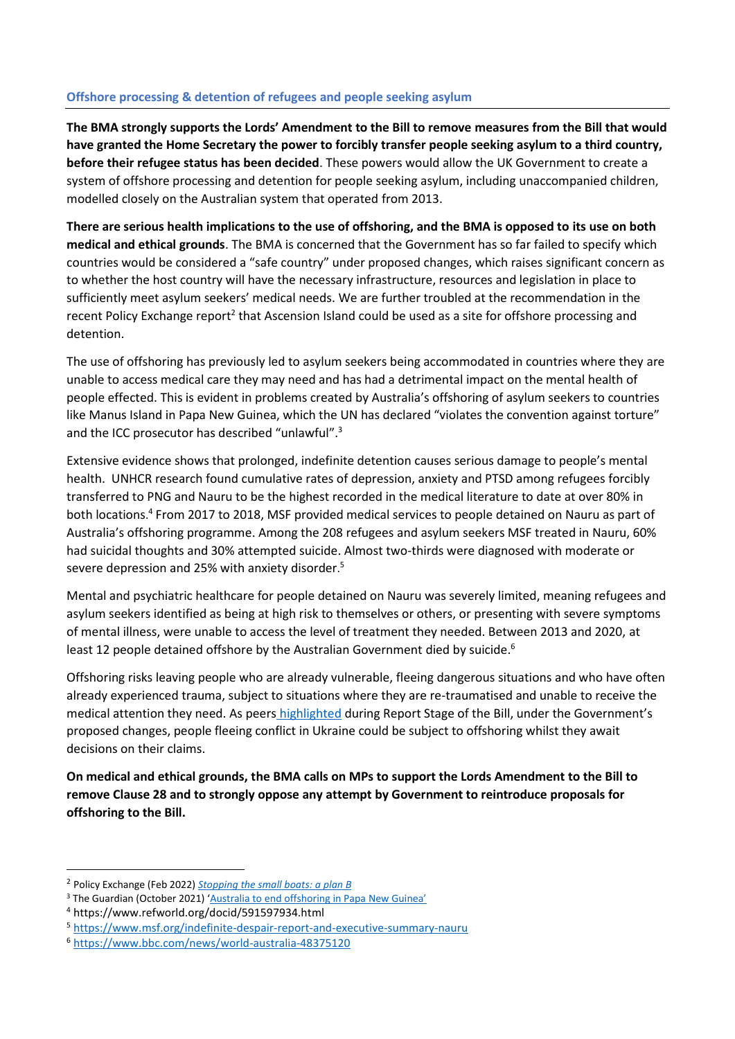## Offshore processing & detention of refugees and people seeking asylum

**The BMA strongly supports the Lords' Amendment to the Bill to remove measures from the Bill that would have granted the Home Secretary the power to forcibly transfer people seeking asylum to a third country, before their refugee status has been decided**. These powers would allow the UK Government to create a system of offshore processing and detention for people seeking asylum, including unaccompanied children, modelled closely on the Australian system that operated from 2013.

**There are serious health implications to the use of offshoring, and the BMA is opposed to its use on both medical and ethical grounds**. The BMA is concerned that the Government has so far failed to specify which countries would be considered a "safe country" under proposed changes, which raises significant concern as to whether the host country will have the necessary infrastructure, resources and legislation in place to sufficiently meet asylum seekers' medical needs. We are further troubled at the recommendation in the recent Policy Exchange report[2] that Ascension Island could be used as a site for offshore processing and detention.

The use of offshoring has previously led to asylum seekers being accommodated in countries where they are unable to access medical care they may need and has had a detrimental impact on the mental health of people effected. This is evident in problems created by Australia's offshoring of asylum seekers to countries like Manus Island in Papa New Guinea, which the UN has declared "violates the convention against torture" and the ICC prosecutor has described "unlawful".[3]

Extensive evidence shows that prolonged, indefinite detention causes serious damage to people's mental health. UNHCR research found cumulative rates of depression, anxiety and PTSD among refugees forcibly transferred to PNG and Nauru to be the highest recorded in the medical literature to date at over 80% in both locations.[4] From 2017 to 2018, MSF provided medical services to people detained on Nauru as part of Australia's offshoring programme. Among the 208 refugees and asylum seekers MSF treated in Nauru, 60% had suicidal thoughts and 30% attempted suicide. Almost two-thirds were diagnosed with moderate or severe depression and 25% with anxiety disorder.[5]

Mental and psychiatric healthcare for people detained on Nauru was severely limited, meaning refugees and asylum seekers identified as being at high risk to themselves or others, or presenting with severe symptoms of mental illness, were unable to access the level of treatment they needed. Between 2013 and 2020, at least 12 people detained offshore by the Australian Government died by suicide.[6]

Offshoring risks leaving people who are already vulnerable, fleeing dangerous situations and who have often already experienced trauma, subject to situations where they are re-traumatised and unable to receive the medical attention they need. As peers highlighted during Report Stage of the Bill, under the Government's proposed changes, people fleeing conflict in Ukraine could be subject to offshoring whilst they await decisions on their claims.

**On medical and ethical grounds, the BMA calls on MPs to support the Lords Amendment to the Bill to remove Clause 28 and to strongly oppose any attempt by Government to reintroduce proposals for offshoring to the Bill.**

---

[2] Policy Exchange (Feb 2022) *Stopping the small boats: a plan B*

[3] The Guardian (October 2021) 'Australia to end offshoring in Papa New Guinea'

[4] https://www.refworld.org/docid/591597934.html

[5] https://www.msf.org/indefinite-despair-report-and-executive-summary-nauru

[6] https://www.bbc.com/news/world-australia-48375120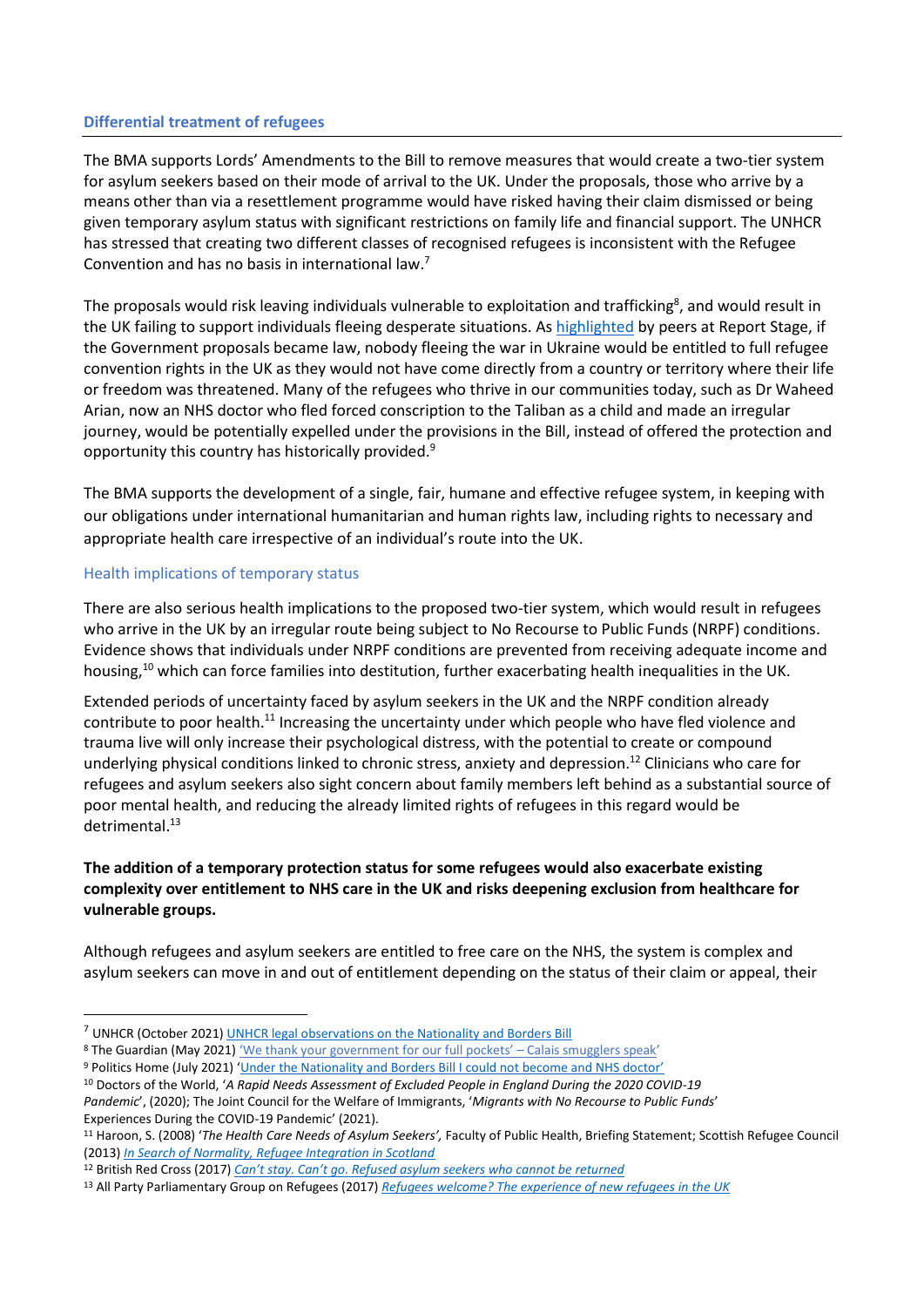## Differential treatment of refugees

The BMA supports Lords' Amendments to the Bill to remove measures that would create a two-tier system for asylum seekers based on their mode of arrival to the UK. Under the proposals, those who arrive by a means other than via a resettlement programme would have risked having their claim dismissed or being given temporary asylum status with significant restrictions on family life and financial support. The UNHCR has stressed that creating two different classes of recognised refugees is inconsistent with the Refugee Convention and has no basis in international law.[7]

The proposals would risk leaving individuals vulnerable to exploitation and trafficking[8], and would result in the UK failing to support individuals fleeing desperate situations. As [highlighted] by peers at Report Stage, if the Government proposals became law, nobody fleeing the war in Ukraine would be entitled to full refugee convention rights in the UK as they would not have come directly from a country or territory where their life or freedom was threatened. Many of the refugees who thrive in our communities today, such as Dr Waheed Arian, now an NHS doctor who fled forced conscription to the Taliban as a child and made an irregular journey, would be potentially expelled under the provisions in the Bill, instead of offered the protection and opportunity this country has historically provided.[9]

The BMA supports the development of a single, fair, humane and effective refugee system, in keeping with our obligations under international humanitarian and human rights law, including rights to necessary and appropriate health care irrespective of an individual's route into the UK.

### Health implications of temporary status

There are also serious health implications to the proposed two-tier system, which would result in refugees who arrive in the UK by an irregular route being subject to No Recourse to Public Funds (NRPF) conditions. Evidence shows that individuals under NRPF conditions are prevented from receiving adequate income and housing,[10] which can force families into destitution, further exacerbating health inequalities in the UK.

Extended periods of uncertainty faced by asylum seekers in the UK and the NRPF condition already contribute to poor health.[11] Increasing the uncertainty under which people who have fled violence and trauma live will only increase their psychological distress, with the potential to create or compound underlying physical conditions linked to chronic stress, anxiety and depression.[12] Clinicians who care for refugees and asylum seekers also sight concern about family members left behind as a substantial source of poor mental health, and reducing the already limited rights of refugees in this regard would be detrimental.[13]

**The addition of a temporary protection status for some refugees would also exacerbate existing complexity over entitlement to NHS care in the UK and risks deepening exclusion from healthcare for vulnerable groups.**

Although refugees and asylum seekers are entitled to free care on the NHS, the system is complex and asylum seekers can move in and out of entitlement depending on the status of their claim or appeal, their

---

[7] UNHCR (October 2021) UNHCR legal observations on the Nationality and Borders Bill

[8] The Guardian (May 2021) 'We thank your government for our full pockets' – Calais smugglers speak'

[9] Politics Home (July 2021) 'Under the Nationality and Borders Bill I could not become and NHS doctor'

[10] Doctors of the World, '*A Rapid Needs Assessment of Excluded People in England During the 2020 COVID-19 Pandemic*', (2020); The Joint Council for the Welfare of Immigrants, '*Migrants with No Recourse to Public Funds*' Experiences During the COVID-19 Pandemic' (2021).

[11] Haroon, S. (2008) '*The Health Care Needs of Asylum Seekers',* Faculty of Public Health, Briefing Statement; Scottish Refugee Council (2013) *In Search of Normality, Refugee Integration in Scotland*

[12] British Red Cross (2017) *Can't stay. Can't go. Refused asylum seekers who cannot be returned*

[13] All Party Parliamentary Group on Refugees (2017) *Refugees welcome? The experience of new refugees in the UK*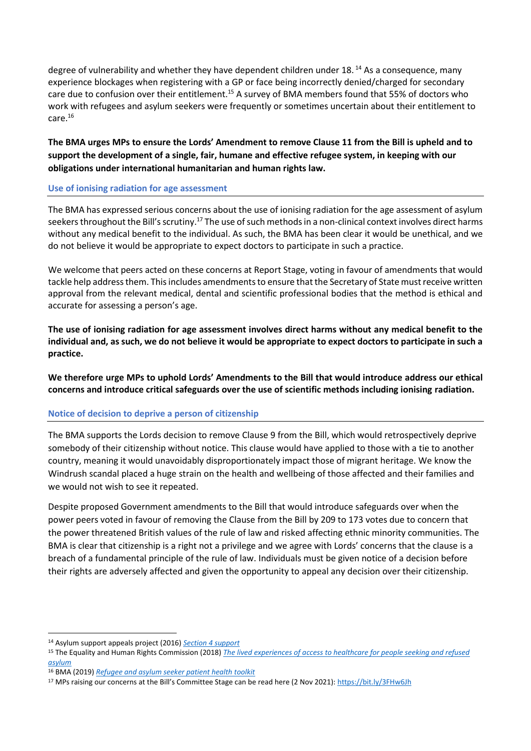degree of vulnerability and whether they have dependent children under 18. [14] As a consequence, many experience blockages when registering with a GP or face being incorrectly denied/charged for secondary care due to confusion over their entitlement.[15] A survey of BMA members found that 55% of doctors who work with refugees and asylum seekers were frequently or sometimes uncertain about their entitlement to care.[16]

**The BMA urges MPs to ensure the Lords' Amendment to remove Clause 11 from the Bill is upheld and to support the development of a single, fair, humane and effective refugee system, in keeping with our obligations under international humanitarian and human rights law.**

### Use of ionising radiation for age assessment

The BMA has expressed serious concerns about the use of ionising radiation for the age assessment of asylum seekers throughout the Bill's scrutiny.[17] The use of such methods in a non-clinical context involves direct harms without any medical benefit to the individual. As such, the BMA has been clear it would be unethical, and we do not believe it would be appropriate to expect doctors to participate in such a practice.

We welcome that peers acted on these concerns at Report Stage, voting in favour of amendments that would tackle help address them. This includes amendments to ensure that the Secretary of State must receive written approval from the relevant medical, dental and scientific professional bodies that the method is ethical and accurate for assessing a person's age.

**The use of ionising radiation for age assessment involves direct harms without any medical benefit to the individual and, as such, we do not believe it would be appropriate to expect doctors to participate in such a practice.**

**We therefore urge MPs to uphold Lords' Amendments to the Bill that would introduce address our ethical concerns and introduce critical safeguards over the use of scientific methods including ionising radiation.**

### Notice of decision to deprive a person of citizenship

The BMA supports the Lords decision to remove Clause 9 from the Bill, which would retrospectively deprive somebody of their citizenship without notice. This clause would have applied to those with a tie to another country, meaning it would unavoidably disproportionately impact those of migrant heritage. We know the Windrush scandal placed a huge strain on the health and wellbeing of those affected and their families and we would not wish to see it repeated.

Despite proposed Government amendments to the Bill that would introduce safeguards over when the power peers voted in favour of removing the Clause from the Bill by 209 to 173 votes due to concern that the power threatened British values of the rule of law and risked affecting ethnic minority communities. The BMA is clear that citizenship is a right not a privilege and we agree with Lords' concerns that the clause is a breach of a fundamental principle of the rule of law. Individuals must be given notice of a decision before their rights are adversely affected and given the opportunity to appeal any decision over their citizenship.

---

[14] Asylum support appeals project (2016) *Section 4 support*

[15] The Equality and Human Rights Commission (2018) *The lived experiences of access to healthcare for people seeking and refused asylum*

[16] BMA (2019) *Refugee and asylum seeker patient health toolkit*

[17] MPs raising our concerns at the Bill's Committee Stage can be read here (2 Nov 2021): https://bit.ly/3FHw6Jh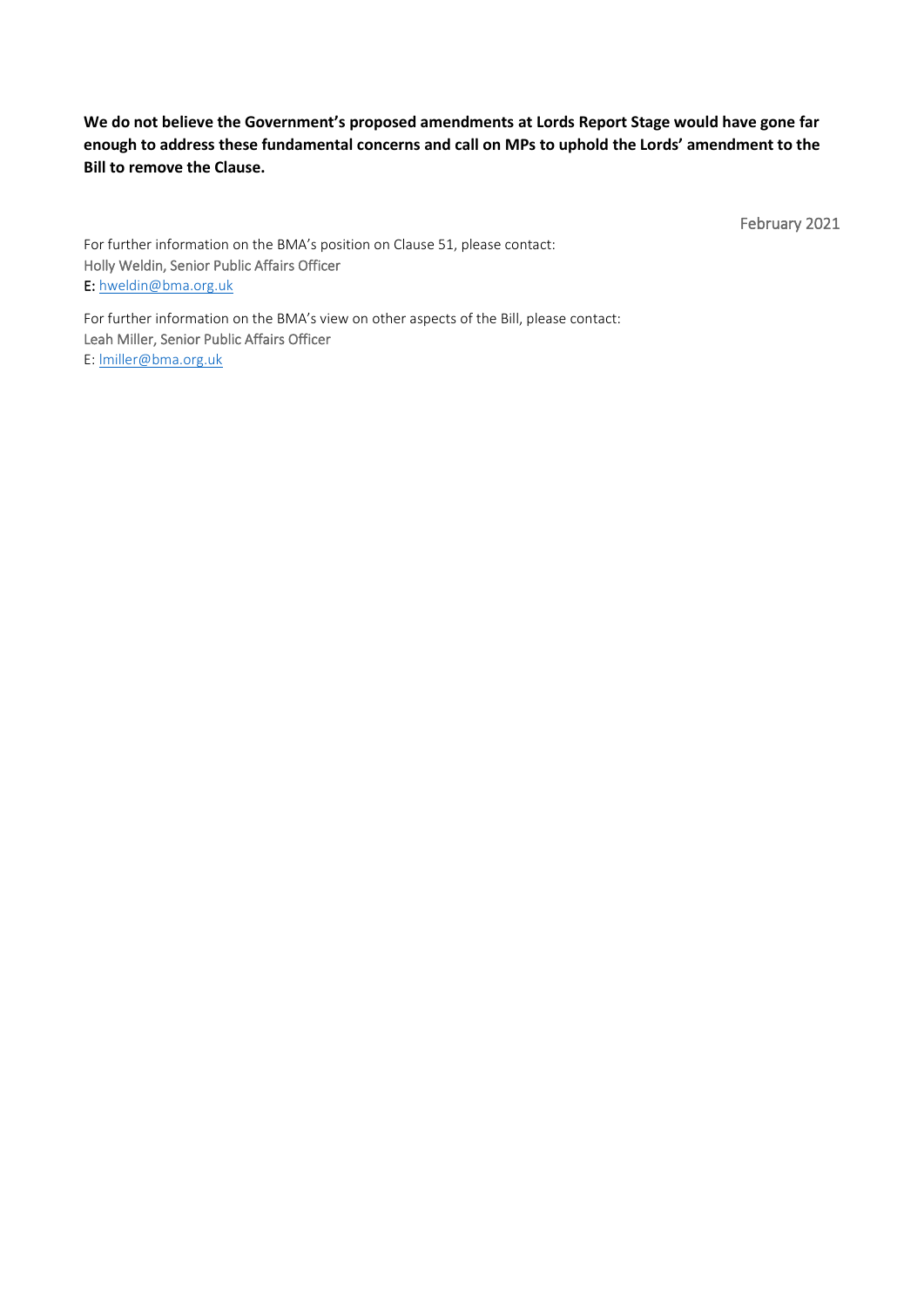**We do not believe the Government's proposed amendments at Lords Report Stage would have gone far enough to address these fundamental concerns and call on MPs to uphold the Lords' amendment to the Bill to remove the Clause.**

February 2021

For further information on the BMA's position on Clause 51, please contact:
Holly Weldin, Senior Public Affairs Officer
E: hweldin@bma.org.uk

For further information on the BMA's view on other aspects of the Bill, please contact:
Leah Miller, Senior Public Affairs Officer
E: lmiller@bma.org.uk